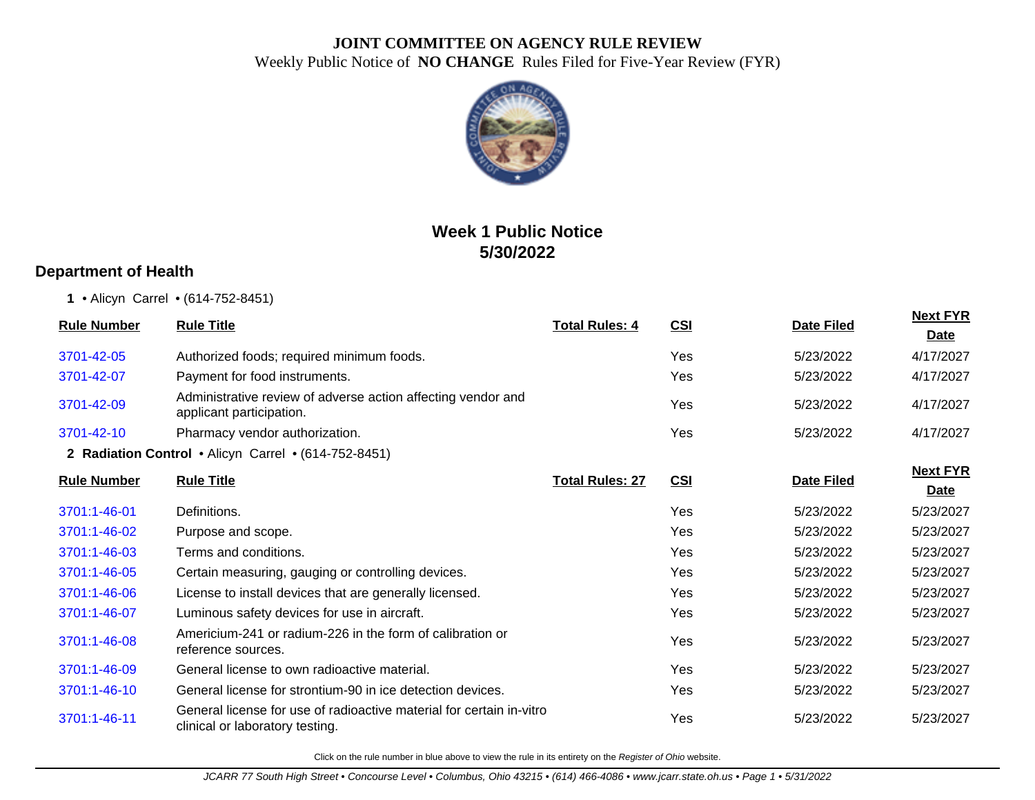# JOINT COMMITTEE ON AGENCY RULE REVIEW

Weekly Public Notice of **NO CHANGE** Rules Filed for Five-Year Review (FYR)

## Week 1 Public Notice
## 5/30/2022

## Department of Health

**1** • Alicyn Carrel • (614-752-8451)

| Rule Number | Rule Title | Total Rules: 4 | CSI | Date Filed | Next FYR Date |
|---|---|---|---|---|---|
| 3701-42-05 | Authorized foods; required minimum foods. | | Yes | 5/23/2022 | 4/17/2027 |
| 3701-42-07 | Payment for food instruments. | | Yes | 5/23/2022 | 4/17/2027 |
| 3701-42-09 | Administrative review of adverse action affecting vendor and applicant participation. | | Yes | 5/23/2022 | 4/17/2027 |
| 3701-42-10 | Pharmacy vendor authorization. | | Yes | 5/23/2022 | 4/17/2027 |

**2 Radiation Control** • Alicyn Carrel • (614-752-8451)

| Rule Number | Rule Title | Total Rules: 27 | CSI | Date Filed | Next FYR Date |
|---|---|---|---|---|---|
| 3701:1-46-01 | Definitions. | | Yes | 5/23/2022 | 5/23/2027 |
| 3701:1-46-02 | Purpose and scope. | | Yes | 5/23/2022 | 5/23/2027 |
| 3701:1-46-03 | Terms and conditions. | | Yes | 5/23/2022 | 5/23/2027 |
| 3701:1-46-05 | Certain measuring, gauging or controlling devices. | | Yes | 5/23/2022 | 5/23/2027 |
| 3701:1-46-06 | License to install devices that are generally licensed. | | Yes | 5/23/2022 | 5/23/2027 |
| 3701:1-46-07 | Luminous safety devices for use in aircraft. | | Yes | 5/23/2022 | 5/23/2027 |
| 3701:1-46-08 | Americium-241 or radium-226 in the form of calibration or reference sources. | | Yes | 5/23/2022 | 5/23/2027 |
| 3701:1-46-09 | General license to own radioactive material. | | Yes | 5/23/2022 | 5/23/2027 |
| 3701:1-46-10 | General license for strontium-90 in ice detection devices. | | Yes | 5/23/2022 | 5/23/2027 |
| 3701:1-46-11 | General license for use of radioactive material for certain in-vitro clinical or laboratory testing. | | Yes | 5/23/2022 | 5/23/2027 |

Click on the rule number in blue above to view the rule in its entirety on the *Register of Ohio* website.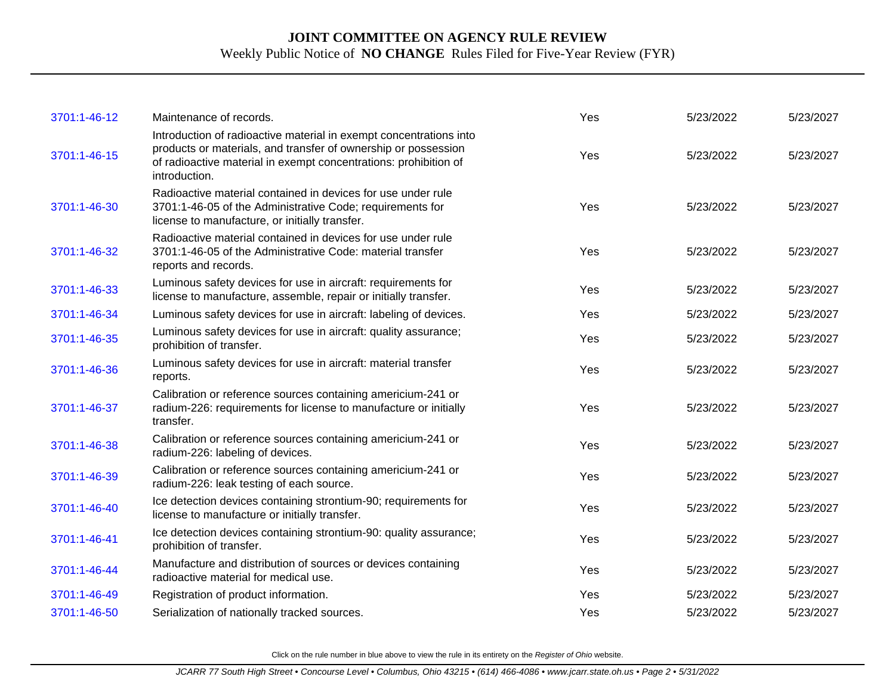| | | | | |
|---|---|---|---|---|
| 3701:1-46-12 | Maintenance of records. | Yes | 5/23/2022 | 5/23/2027 |
| 3701:1-46-15 | Introduction of radioactive material in exempt concentrations into products or materials, and transfer of ownership or possession of radioactive material in exempt concentrations: prohibition of introduction. | Yes | 5/23/2022 | 5/23/2027 |
| 3701:1-46-30 | Radioactive material contained in devices for use under rule 3701:1-46-05 of the Administrative Code; requirements for license to manufacture, or initially transfer. | Yes | 5/23/2022 | 5/23/2027 |
| 3701:1-46-32 | Radioactive material contained in devices for use under rule 3701:1-46-05 of the Administrative Code: material transfer reports and records. | Yes | 5/23/2022 | 5/23/2027 |
| 3701:1-46-33 | Luminous safety devices for use in aircraft: requirements for license to manufacture, assemble, repair or initially transfer. | Yes | 5/23/2022 | 5/23/2027 |
| 3701:1-46-34 | Luminous safety devices for use in aircraft: labeling of devices. | Yes | 5/23/2022 | 5/23/2027 |
| 3701:1-46-35 | Luminous safety devices for use in aircraft: quality assurance; prohibition of transfer. | Yes | 5/23/2022 | 5/23/2027 |
| 3701:1-46-36 | Luminous safety devices for use in aircraft: material transfer reports. | Yes | 5/23/2022 | 5/23/2027 |
| 3701:1-46-37 | Calibration or reference sources containing americium-241 or radium-226: requirements for license to manufacture or initially transfer. | Yes | 5/23/2022 | 5/23/2027 |
| 3701:1-46-38 | Calibration or reference sources containing americium-241 or radium-226: labeling of devices. | Yes | 5/23/2022 | 5/23/2027 |
| 3701:1-46-39 | Calibration or reference sources containing americium-241 or radium-226: leak testing of each source. | Yes | 5/23/2022 | 5/23/2027 |
| 3701:1-46-40 | Ice detection devices containing strontium-90; requirements for license to manufacture or initially transfer. | Yes | 5/23/2022 | 5/23/2027 |
| 3701:1-46-41 | Ice detection devices containing strontium-90: quality assurance; prohibition of transfer. | Yes | 5/23/2022 | 5/23/2027 |
| 3701:1-46-44 | Manufacture and distribution of sources or devices containing radioactive material for medical use. | Yes | 5/23/2022 | 5/23/2027 |
| 3701:1-46-49 | Registration of product information. | Yes | 5/23/2022 | 5/23/2027 |
| 3701:1-46-50 | Serialization of nationally tracked sources. | Yes | 5/23/2022 | 5/23/2027 |

Click on the rule number in blue above to view the rule in its entirety on the *Register of Ohio* website.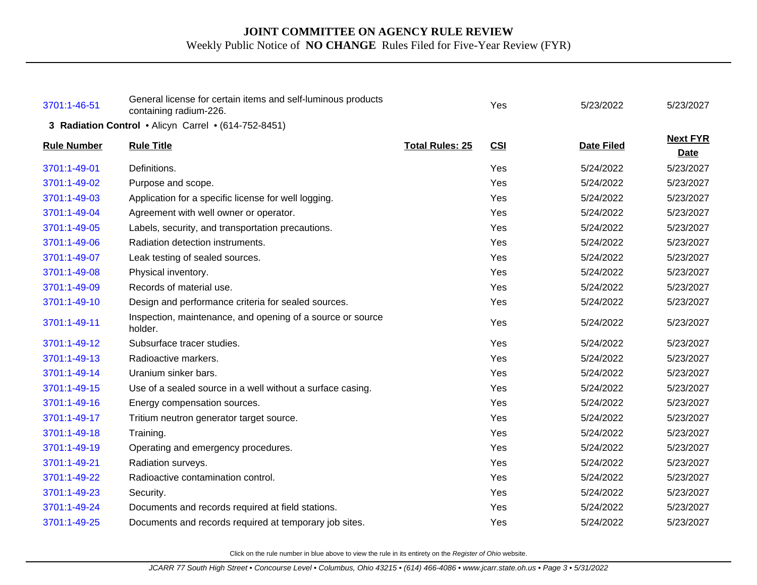| | | | | | |
|---|---|---|---|---|---|
| 3701:1-46-51 | General license for certain items and self-luminous products containing radium-226. | | Yes | 5/23/2022 | 5/23/2027 |

**3 Radiation Control** • Alicyn Carrel • (614-752-8451)

| Rule Number | Rule Title | Total Rules: 25 | CSI | Date Filed | Next FYR Date |
|---|---|---|---|---|---|
| 3701:1-49-01 | Definitions. | | Yes | 5/24/2022 | 5/23/2027 |
| 3701:1-49-02 | Purpose and scope. | | Yes | 5/24/2022 | 5/23/2027 |
| 3701:1-49-03 | Application for a specific license for well logging. | | Yes | 5/24/2022 | 5/23/2027 |
| 3701:1-49-04 | Agreement with well owner or operator. | | Yes | 5/24/2022 | 5/23/2027 |
| 3701:1-49-05 | Labels, security, and transportation precautions. | | Yes | 5/24/2022 | 5/23/2027 |
| 3701:1-49-06 | Radiation detection instruments. | | Yes | 5/24/2022 | 5/23/2027 |
| 3701:1-49-07 | Leak testing of sealed sources. | | Yes | 5/24/2022 | 5/23/2027 |
| 3701:1-49-08 | Physical inventory. | | Yes | 5/24/2022 | 5/23/2027 |
| 3701:1-49-09 | Records of material use. | | Yes | 5/24/2022 | 5/23/2027 |
| 3701:1-49-10 | Design and performance criteria for sealed sources. | | Yes | 5/24/2022 | 5/23/2027 |
| 3701:1-49-11 | Inspection, maintenance, and opening of a source or source holder. | | Yes | 5/24/2022 | 5/23/2027 |
| 3701:1-49-12 | Subsurface tracer studies. | | Yes | 5/24/2022 | 5/23/2027 |
| 3701:1-49-13 | Radioactive markers. | | Yes | 5/24/2022 | 5/23/2027 |
| 3701:1-49-14 | Uranium sinker bars. | | Yes | 5/24/2022 | 5/23/2027 |
| 3701:1-49-15 | Use of a sealed source in a well without a surface casing. | | Yes | 5/24/2022 | 5/23/2027 |
| 3701:1-49-16 | Energy compensation sources. | | Yes | 5/24/2022 | 5/23/2027 |
| 3701:1-49-17 | Tritium neutron generator target source. | | Yes | 5/24/2022 | 5/23/2027 |
| 3701:1-49-18 | Training. | | Yes | 5/24/2022 | 5/23/2027 |
| 3701:1-49-19 | Operating and emergency procedures. | | Yes | 5/24/2022 | 5/23/2027 |
| 3701:1-49-21 | Radiation surveys. | | Yes | 5/24/2022 | 5/23/2027 |
| 3701:1-49-22 | Radioactive contamination control. | | Yes | 5/24/2022 | 5/23/2027 |
| 3701:1-49-23 | Security. | | Yes | 5/24/2022 | 5/23/2027 |
| 3701:1-49-24 | Documents and records required at field stations. | | Yes | 5/24/2022 | 5/23/2027 |
| 3701:1-49-25 | Documents and records required at temporary job sites. | | Yes | 5/24/2022 | 5/23/2027 |

Click on the rule number in blue above to view the rule in its entirety on the *Register of Ohio* website.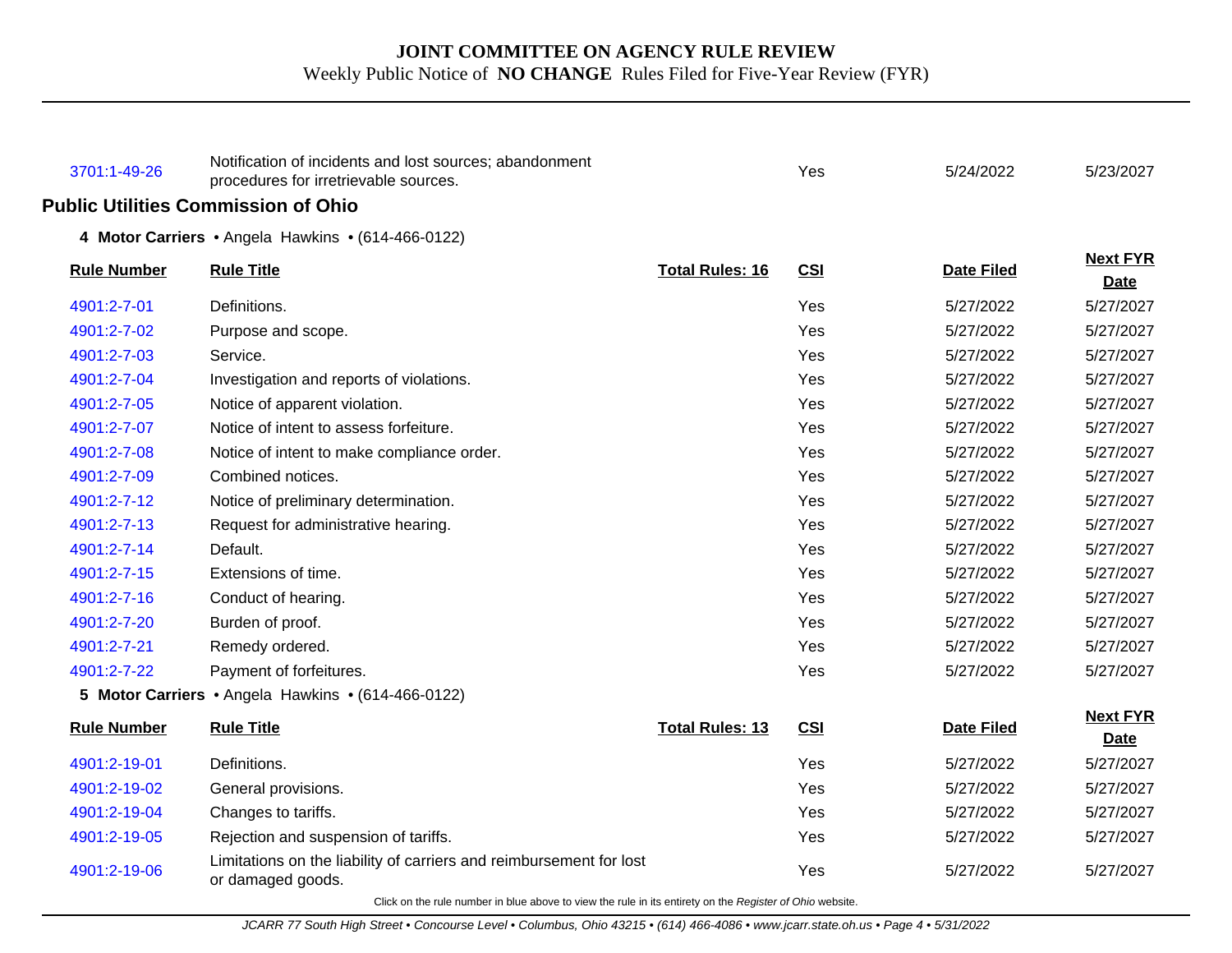| | | | | | |
|---|---|---|---|---|---|
| 3701:1-49-26 | Notification of incidents and lost sources; abandonment procedures for irretrievable sources. | | Yes | 5/24/2022 | 5/23/2027 |

## Public Utilities Commission of Ohio

**4 Motor Carriers** • Angela Hawkins • (614-466-0122)

| Rule Number | Rule Title | Total Rules: 16 | CSI | Date Filed | Next FYR Date |
|---|---|---|---|---|---|
| 4901:2-7-01 | Definitions. | | Yes | 5/27/2022 | 5/27/2027 |
| 4901:2-7-02 | Purpose and scope. | | Yes | 5/27/2022 | 5/27/2027 |
| 4901:2-7-03 | Service. | | Yes | 5/27/2022 | 5/27/2027 |
| 4901:2-7-04 | Investigation and reports of violations. | | Yes | 5/27/2022 | 5/27/2027 |
| 4901:2-7-05 | Notice of apparent violation. | | Yes | 5/27/2022 | 5/27/2027 |
| 4901:2-7-07 | Notice of intent to assess forfeiture. | | Yes | 5/27/2022 | 5/27/2027 |
| 4901:2-7-08 | Notice of intent to make compliance order. | | Yes | 5/27/2022 | 5/27/2027 |
| 4901:2-7-09 | Combined notices. | | Yes | 5/27/2022 | 5/27/2027 |
| 4901:2-7-12 | Notice of preliminary determination. | | Yes | 5/27/2022 | 5/27/2027 |
| 4901:2-7-13 | Request for administrative hearing. | | Yes | 5/27/2022 | 5/27/2027 |
| 4901:2-7-14 | Default. | | Yes | 5/27/2022 | 5/27/2027 |
| 4901:2-7-15 | Extensions of time. | | Yes | 5/27/2022 | 5/27/2027 |
| 4901:2-7-16 | Conduct of hearing. | | Yes | 5/27/2022 | 5/27/2027 |
| 4901:2-7-20 | Burden of proof. | | Yes | 5/27/2022 | 5/27/2027 |
| 4901:2-7-21 | Remedy ordered. | | Yes | 5/27/2022 | 5/27/2027 |
| 4901:2-7-22 | Payment of forfeitures. | | Yes | 5/27/2022 | 5/27/2027 |

**5 Motor Carriers** • Angela Hawkins • (614-466-0122)

| Rule Number | Rule Title | Total Rules: 13 | CSI | Date Filed | Next FYR Date |
|---|---|---|---|---|---|
| 4901:2-19-01 | Definitions. | | Yes | 5/27/2022 | 5/27/2027 |
| 4901:2-19-02 | General provisions. | | Yes | 5/27/2022 | 5/27/2027 |
| 4901:2-19-04 | Changes to tariffs. | | Yes | 5/27/2022 | 5/27/2027 |
| 4901:2-19-05 | Rejection and suspension of tariffs. | | Yes | 5/27/2022 | 5/27/2027 |
| 4901:2-19-06 | Limitations on the liability of carriers and reimbursement for lost or damaged goods. | | Yes | 5/27/2022 | 5/27/2027 |

Click on the rule number in blue above to view the rule in its entirety on the *Register of Ohio* website.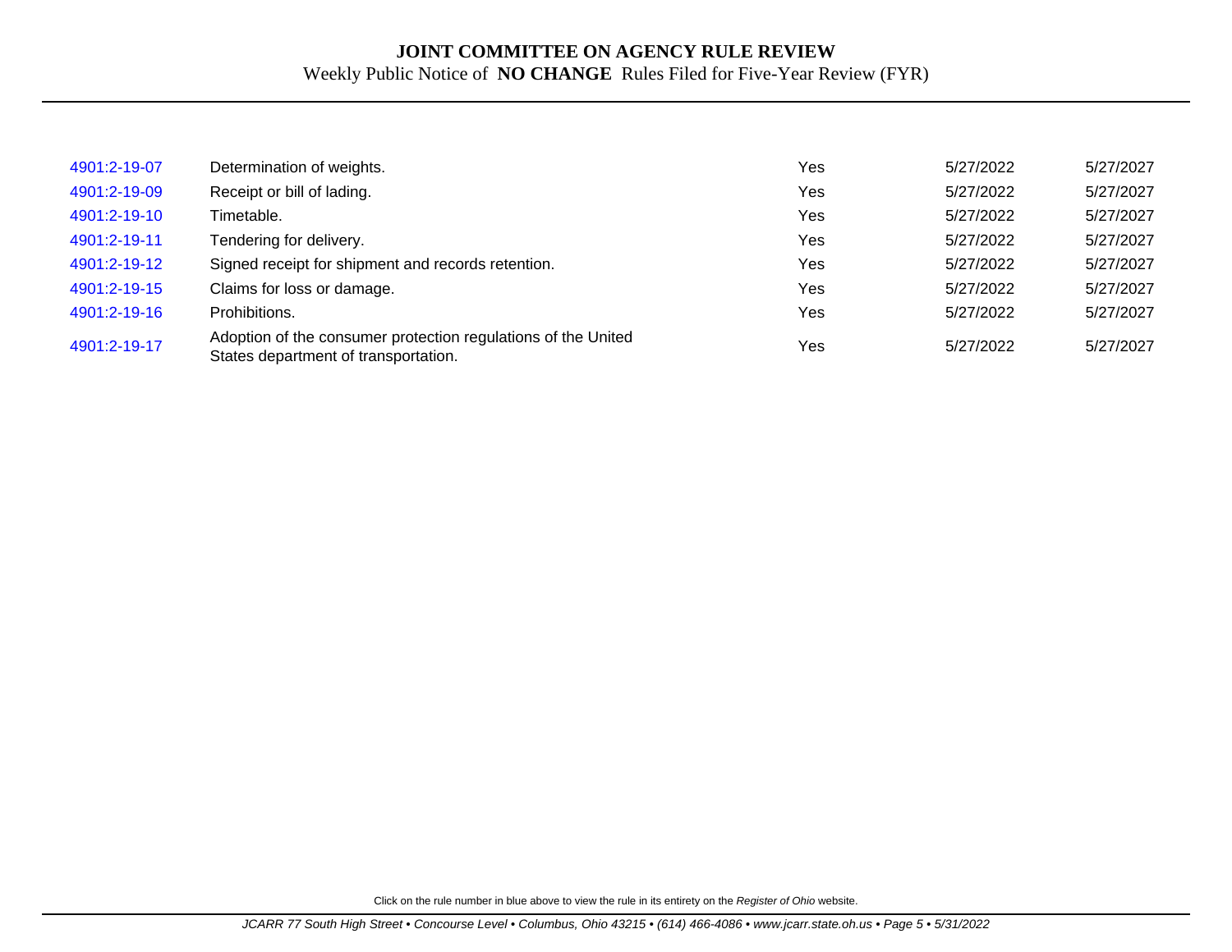# JOINT COMMITTEE ON AGENCY RULE REVIEW

Weekly Public Notice of **NO CHANGE** Rules Filed for Five-Year Review (FYR)

| | | | | |
|---|---|---|---|---|
| 4901:2-19-07 | Determination of weights. | Yes | 5/27/2022 | 5/27/2027 |
| 4901:2-19-09 | Receipt or bill of lading. | Yes | 5/27/2022 | 5/27/2027 |
| 4901:2-19-10 | Timetable. | Yes | 5/27/2022 | 5/27/2027 |
| 4901:2-19-11 | Tendering for delivery. | Yes | 5/27/2022 | 5/27/2027 |
| 4901:2-19-12 | Signed receipt for shipment and records retention. | Yes | 5/27/2022 | 5/27/2027 |
| 4901:2-19-15 | Claims for loss or damage. | Yes | 5/27/2022 | 5/27/2027 |
| 4901:2-19-16 | Prohibitions. | Yes | 5/27/2022 | 5/27/2027 |
| 4901:2-19-17 | Adoption of the consumer protection regulations of the United States department of transportation. | Yes | 5/27/2022 | 5/27/2027 |

Click on the rule number in blue above to view the rule in its entirety on the *Register of Ohio* website.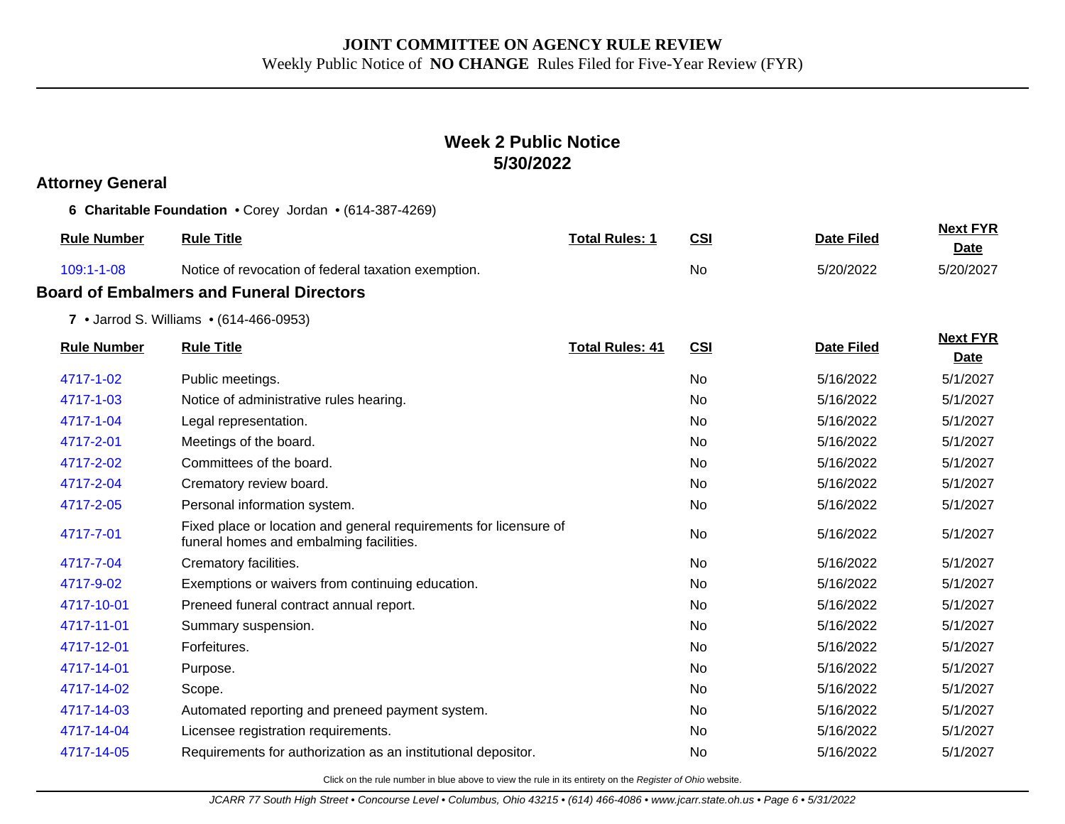**JOINT COMMITTEE ON AGENCY RULE REVIEW**

Weekly Public Notice of **NO CHANGE** Rules Filed for Five-Year Review (FYR)

## Week 2 Public Notice
## 5/30/2022

### Attorney General

**6 Charitable Foundation** • Corey Jordan • (614-387-4269)

| Rule Number | Rule Title | Total Rules: 1 | CSI | Date Filed | Next FYR Date |
|---|---|---|---|---|---|
| 109:1-1-08 | Notice of revocation of federal taxation exemption. | | No | 5/20/2022 | 5/20/2027 |

### Board of Embalmers and Funeral Directors

**7** • Jarrod S. Williams • (614-466-0953)

| Rule Number | Rule Title | Total Rules: 41 | CSI | Date Filed | Next FYR Date |
|---|---|---|---|---|---|
| 4717-1-02 | Public meetings. | | No | 5/16/2022 | 5/1/2027 |
| 4717-1-03 | Notice of administrative rules hearing. | | No | 5/16/2022 | 5/1/2027 |
| 4717-1-04 | Legal representation. | | No | 5/16/2022 | 5/1/2027 |
| 4717-2-01 | Meetings of the board. | | No | 5/16/2022 | 5/1/2027 |
| 4717-2-02 | Committees of the board. | | No | 5/16/2022 | 5/1/2027 |
| 4717-2-04 | Crematory review board. | | No | 5/16/2022 | 5/1/2027 |
| 4717-2-05 | Personal information system. | | No | 5/16/2022 | 5/1/2027 |
| 4717-7-01 | Fixed place or location and general requirements for licensure of funeral homes and embalming facilities. | | No | 5/16/2022 | 5/1/2027 |
| 4717-7-04 | Crematory facilities. | | No | 5/16/2022 | 5/1/2027 |
| 4717-9-02 | Exemptions or waivers from continuing education. | | No | 5/16/2022 | 5/1/2027 |
| 4717-10-01 | Preneed funeral contract annual report. | | No | 5/16/2022 | 5/1/2027 |
| 4717-11-01 | Summary suspension. | | No | 5/16/2022 | 5/1/2027 |
| 4717-12-01 | Forfeitures. | | No | 5/16/2022 | 5/1/2027 |
| 4717-14-01 | Purpose. | | No | 5/16/2022 | 5/1/2027 |
| 4717-14-02 | Scope. | | No | 5/16/2022 | 5/1/2027 |
| 4717-14-03 | Automated reporting and preneed payment system. | | No | 5/16/2022 | 5/1/2027 |
| 4717-14-04 | Licensee registration requirements. | | No | 5/16/2022 | 5/1/2027 |
| 4717-14-05 | Requirements for authorization as an institutional depositor. | | No | 5/16/2022 | 5/1/2027 |

Click on the rule number in blue above to view the rule in its entirety on the *Register of Ohio* website.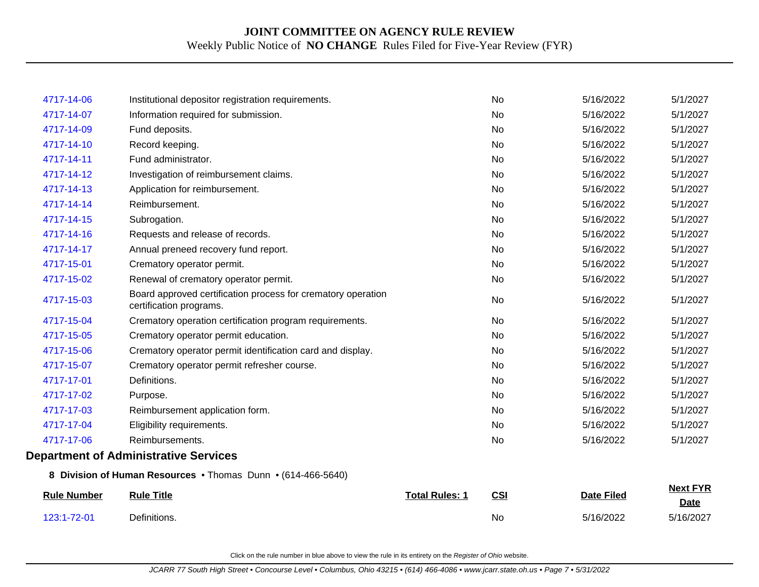| | | | | | |
|---|---|---|---|---|---|
| 4717-14-06 | Institutional depositor registration requirements. | | No | 5/16/2022 | 5/1/2027 |
| 4717-14-07 | Information required for submission. | | No | 5/16/2022 | 5/1/2027 |
| 4717-14-09 | Fund deposits. | | No | 5/16/2022 | 5/1/2027 |
| 4717-14-10 | Record keeping. | | No | 5/16/2022 | 5/1/2027 |
| 4717-14-11 | Fund administrator. | | No | 5/16/2022 | 5/1/2027 |
| 4717-14-12 | Investigation of reimbursement claims. | | No | 5/16/2022 | 5/1/2027 |
| 4717-14-13 | Application for reimbursement. | | No | 5/16/2022 | 5/1/2027 |
| 4717-14-14 | Reimbursement. | | No | 5/16/2022 | 5/1/2027 |
| 4717-14-15 | Subrogation. | | No | 5/16/2022 | 5/1/2027 |
| 4717-14-16 | Requests and release of records. | | No | 5/16/2022 | 5/1/2027 |
| 4717-14-17 | Annual preneed recovery fund report. | | No | 5/16/2022 | 5/1/2027 |
| 4717-15-01 | Crematory operator permit. | | No | 5/16/2022 | 5/1/2027 |
| 4717-15-02 | Renewal of crematory operator permit. | | No | 5/16/2022 | 5/1/2027 |
| 4717-15-03 | Board approved certification process for crematory operation certification programs. | | No | 5/16/2022 | 5/1/2027 |
| 4717-15-04 | Crematory operation certification program requirements. | | No | 5/16/2022 | 5/1/2027 |
| 4717-15-05 | Crematory operator permit education. | | No | 5/16/2022 | 5/1/2027 |
| 4717-15-06 | Crematory operator permit identification card and display. | | No | 5/16/2022 | 5/1/2027 |
| 4717-15-07 | Crematory operator permit refresher course. | | No | 5/16/2022 | 5/1/2027 |
| 4717-17-01 | Definitions. | | No | 5/16/2022 | 5/1/2027 |
| 4717-17-02 | Purpose. | | No | 5/16/2022 | 5/1/2027 |
| 4717-17-03 | Reimbursement application form. | | No | 5/16/2022 | 5/1/2027 |
| 4717-17-04 | Eligibility requirements. | | No | 5/16/2022 | 5/1/2027 |
| 4717-17-06 | Reimbursements. | | No | 5/16/2022 | 5/1/2027 |

## Department of Administrative Services

**8 Division of Human Resources** • Thomas Dunn • (614-466-5640)

| Rule Number | Rule Title | Total Rules: 1 | CSI | Date Filed | Next FYR Date |
|---|---|---|---|---|---|
| 123:1-72-01 | Definitions. | | No | 5/16/2022 | 5/16/2027 |

Click on the rule number in blue above to view the rule in its entirety on the *Register of Ohio* website.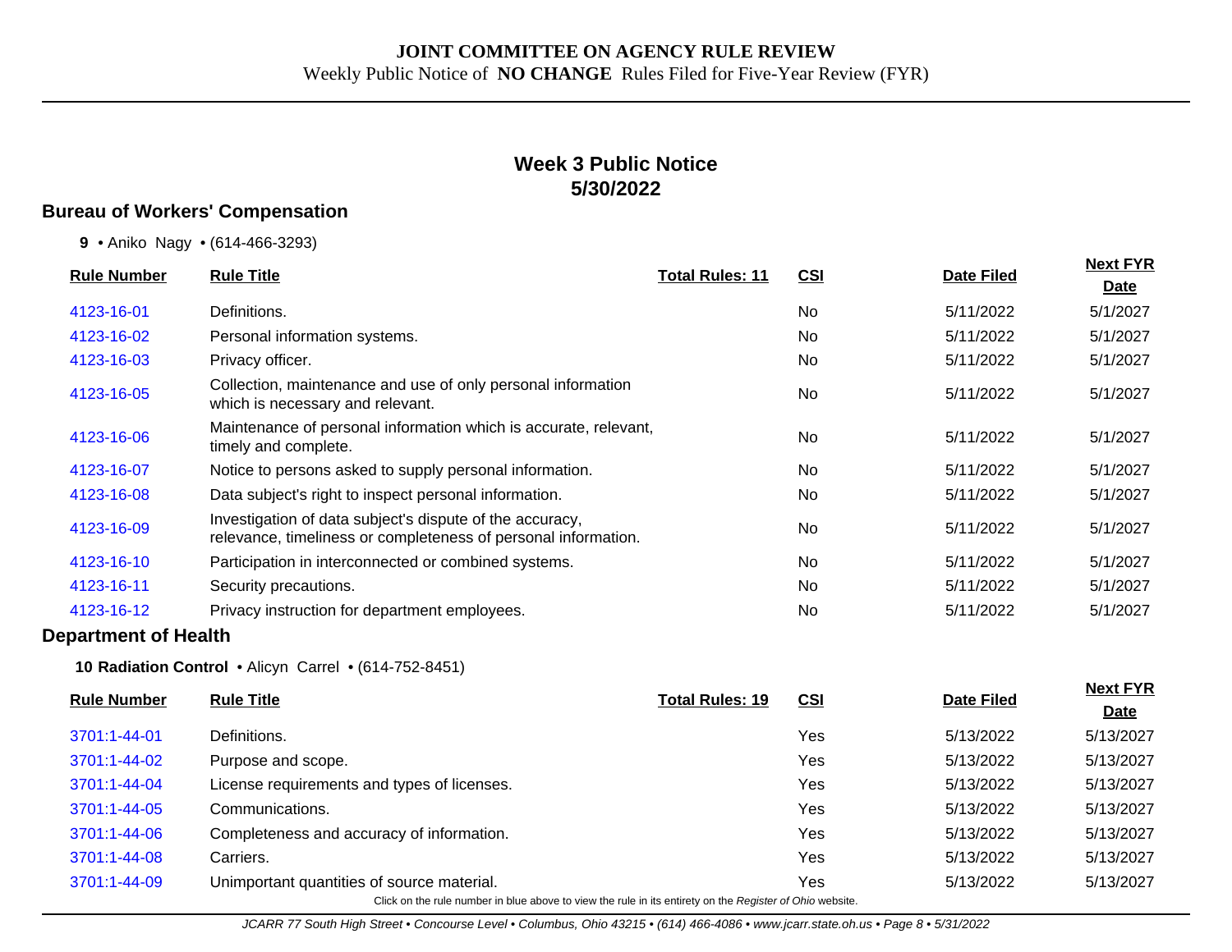**JOINT COMMITTEE ON AGENCY RULE REVIEW**

Weekly Public Notice of **NO CHANGE** Rules Filed for Five-Year Review (FYR)

## Week 3 Public Notice
## 5/30/2022

### Bureau of Workers' Compensation

**9** • Aniko Nagy • (614-466-3293)

| Rule Number | Rule Title | Total Rules: 11 | CSI | Date Filed | Next FYR Date |
|---|---|---|---|---|---|
| 4123-16-01 | Definitions. | | No | 5/11/2022 | 5/1/2027 |
| 4123-16-02 | Personal information systems. | | No | 5/11/2022 | 5/1/2027 |
| 4123-16-03 | Privacy officer. | | No | 5/11/2022 | 5/1/2027 |
| 4123-16-05 | Collection, maintenance and use of only personal information which is necessary and relevant. | | No | 5/11/2022 | 5/1/2027 |
| 4123-16-06 | Maintenance of personal information which is accurate, relevant, timely and complete. | | No | 5/11/2022 | 5/1/2027 |
| 4123-16-07 | Notice to persons asked to supply personal information. | | No | 5/11/2022 | 5/1/2027 |
| 4123-16-08 | Data subject's right to inspect personal information. | | No | 5/11/2022 | 5/1/2027 |
| 4123-16-09 | Investigation of data subject's dispute of the accuracy, relevance, timeliness or completeness of personal information. | | No | 5/11/2022 | 5/1/2027 |
| 4123-16-10 | Participation in interconnected or combined systems. | | No | 5/11/2022 | 5/1/2027 |
| 4123-16-11 | Security precautions. | | No | 5/11/2022 | 5/1/2027 |
| 4123-16-12 | Privacy instruction for department employees. | | No | 5/11/2022 | 5/1/2027 |

### Department of Health

**10 Radiation Control** • Alicyn Carrel • (614-752-8451)

| Rule Number | Rule Title | Total Rules: 19 | CSI | Date Filed | Next FYR Date |
|---|---|---|---|---|---|
| 3701:1-44-01 | Definitions. | | Yes | 5/13/2022 | 5/13/2027 |
| 3701:1-44-02 | Purpose and scope. | | Yes | 5/13/2022 | 5/13/2027 |
| 3701:1-44-04 | License requirements and types of licenses. | | Yes | 5/13/2022 | 5/13/2027 |
| 3701:1-44-05 | Communications. | | Yes | 5/13/2022 | 5/13/2027 |
| 3701:1-44-06 | Completeness and accuracy of information. | | Yes | 5/13/2022 | 5/13/2027 |
| 3701:1-44-08 | Carriers. | | Yes | 5/13/2022 | 5/13/2027 |
| 3701:1-44-09 | Unimportant quantities of source material. | | Yes | 5/13/2022 | 5/13/2027 |

Click on the rule number in blue above to view the rule in its entirety on the *Register of Ohio* website.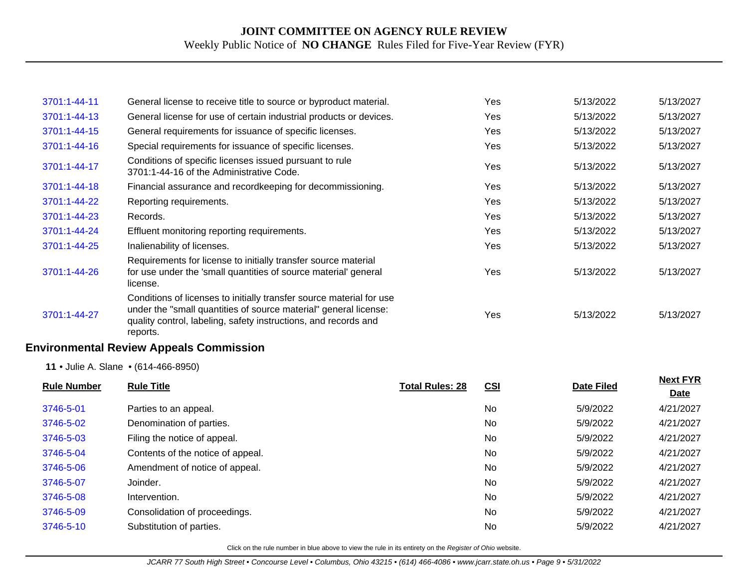| | | | | | |
|---|---|---|---|---|---|
| 3701:1-44-11 | General license to receive title to source or byproduct material. | | Yes | 5/13/2022 | 5/13/2027 |
| 3701:1-44-13 | General license for use of certain industrial products or devices. | | Yes | 5/13/2022 | 5/13/2027 |
| 3701:1-44-15 | General requirements for issuance of specific licenses. | | Yes | 5/13/2022 | 5/13/2027 |
| 3701:1-44-16 | Special requirements for issuance of specific licenses. | | Yes | 5/13/2022 | 5/13/2027 |
| 3701:1-44-17 | Conditions of specific licenses issued pursuant to rule 3701:1-44-16 of the Administrative Code. | | Yes | 5/13/2022 | 5/13/2027 |
| 3701:1-44-18 | Financial assurance and recordkeeping for decommissioning. | | Yes | 5/13/2022 | 5/13/2027 |
| 3701:1-44-22 | Reporting requirements. | | Yes | 5/13/2022 | 5/13/2027 |
| 3701:1-44-23 | Records. | | Yes | 5/13/2022 | 5/13/2027 |
| 3701:1-44-24 | Effluent monitoring reporting requirements. | | Yes | 5/13/2022 | 5/13/2027 |
| 3701:1-44-25 | Inalienability of licenses. | | Yes | 5/13/2022 | 5/13/2027 |
| 3701:1-44-26 | Requirements for license to initially transfer source material for use under the 'small quantities of source material' general license. | | Yes | 5/13/2022 | 5/13/2027 |
| 3701:1-44-27 | Conditions of licenses to initially transfer source material for use under the "small quantities of source material" general license: quality control, labeling, safety instructions, and records and reports. | | Yes | 5/13/2022 | 5/13/2027 |

## Environmental Review Appeals Commission

**11** • Julie A. Slane • (614-466-8950)

| Rule Number | Rule Title | Total Rules: 28 | CSI | Date Filed | Next FYR Date |
|---|---|---|---|---|---|
| 3746-5-01 | Parties to an appeal. | | No | 5/9/2022 | 4/21/2027 |
| 3746-5-02 | Denomination of parties. | | No | 5/9/2022 | 4/21/2027 |
| 3746-5-03 | Filing the notice of appeal. | | No | 5/9/2022 | 4/21/2027 |
| 3746-5-04 | Contents of the notice of appeal. | | No | 5/9/2022 | 4/21/2027 |
| 3746-5-06 | Amendment of notice of appeal. | | No | 5/9/2022 | 4/21/2027 |
| 3746-5-07 | Joinder. | | No | 5/9/2022 | 4/21/2027 |
| 3746-5-08 | Intervention. | | No | 5/9/2022 | 4/21/2027 |
| 3746-5-09 | Consolidation of proceedings. | | No | 5/9/2022 | 4/21/2027 |
| 3746-5-10 | Substitution of parties. | | No | 5/9/2022 | 4/21/2027 |

Click on the rule number in blue above to view the rule in its entirety on the *Register of Ohio* website.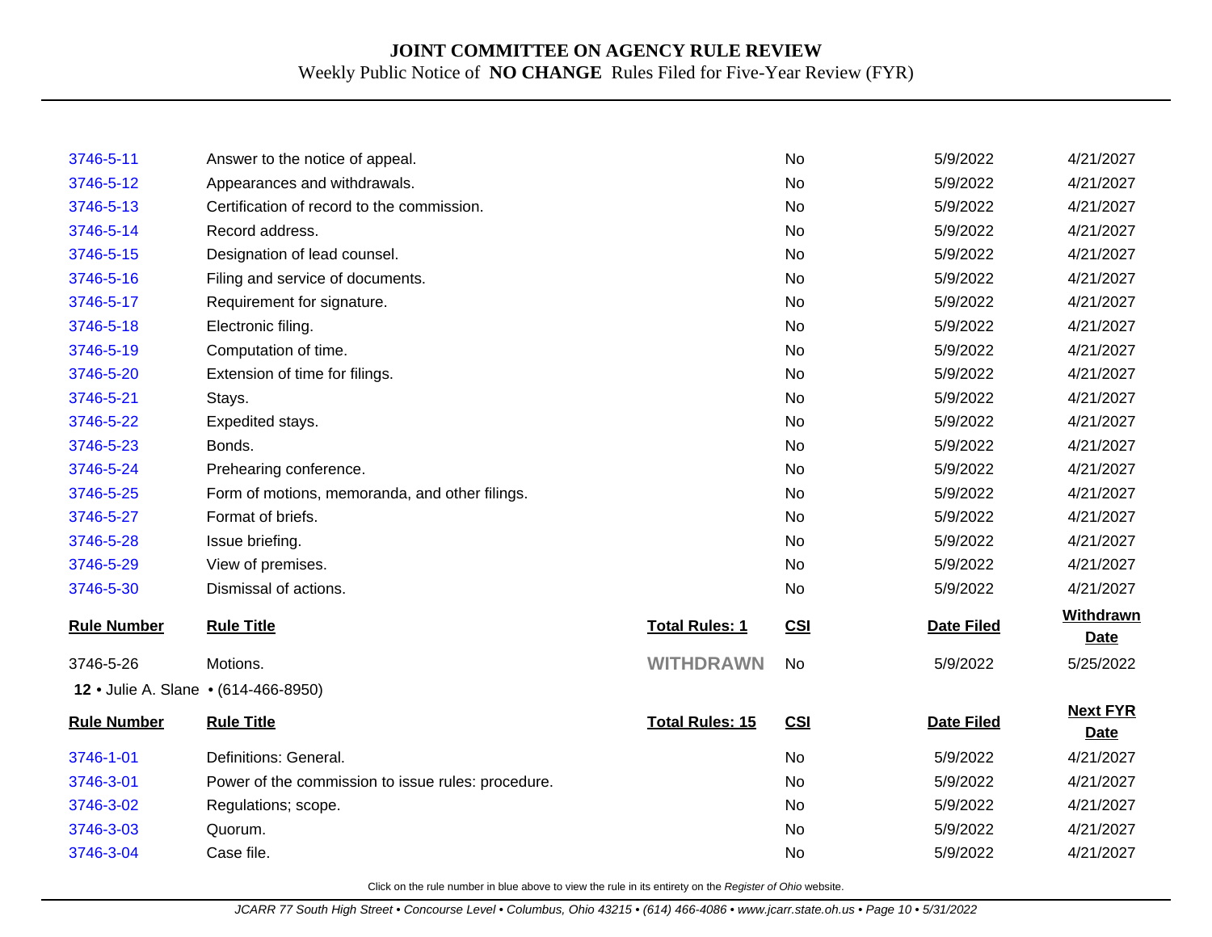# JOINT COMMITTEE ON AGENCY RULE REVIEW

Weekly Public Notice of **NO CHANGE** Rules Filed for Five-Year Review (FYR)

| | | | | | |
|---|---|---|---|---|---|
| 3746-5-11 | Answer to the notice of appeal. | | No | 5/9/2022 | 4/21/2027 |
| 3746-5-12 | Appearances and withdrawals. | | No | 5/9/2022 | 4/21/2027 |
| 3746-5-13 | Certification of record to the commission. | | No | 5/9/2022 | 4/21/2027 |
| 3746-5-14 | Record address. | | No | 5/9/2022 | 4/21/2027 |
| 3746-5-15 | Designation of lead counsel. | | No | 5/9/2022 | 4/21/2027 |
| 3746-5-16 | Filing and service of documents. | | No | 5/9/2022 | 4/21/2027 |
| 3746-5-17 | Requirement for signature. | | No | 5/9/2022 | 4/21/2027 |
| 3746-5-18 | Electronic filing. | | No | 5/9/2022 | 4/21/2027 |
| 3746-5-19 | Computation of time. | | No | 5/9/2022 | 4/21/2027 |
| 3746-5-20 | Extension of time for filings. | | No | 5/9/2022 | 4/21/2027 |
| 3746-5-21 | Stays. | | No | 5/9/2022 | 4/21/2027 |
| 3746-5-22 | Expedited stays. | | No | 5/9/2022 | 4/21/2027 |
| 3746-5-23 | Bonds. | | No | 5/9/2022 | 4/21/2027 |
| 3746-5-24 | Prehearing conference. | | No | 5/9/2022 | 4/21/2027 |
| 3746-5-25 | Form of motions, memoranda, and other filings. | | No | 5/9/2022 | 4/21/2027 |
| 3746-5-27 | Format of briefs. | | No | 5/9/2022 | 4/21/2027 |
| 3746-5-28 | Issue briefing. | | No | 5/9/2022 | 4/21/2027 |
| 3746-5-29 | View of premises. | | No | 5/9/2022 | 4/21/2027 |
| 3746-5-30 | Dismissal of actions. | | No | 5/9/2022 | 4/21/2027 |

| **Rule Number** | **Rule Title** | **Total Rules: 1** | **CSI** | **Date Filed** | **Withdrawn Date** |
|---|---|---|---|---|---|
| 3746-5-26 | Motions. | **WITHDRAWN** | No | 5/9/2022 | 5/25/2022 |

**12** • Julie A. Slane • (614-466-8950)

| **Rule Number** | **Rule Title** | **Total Rules: 15** | **CSI** | **Date Filed** | **Next FYR Date** |
|---|---|---|---|---|---|
| 3746-1-01 | Definitions: General. | | No | 5/9/2022 | 4/21/2027 |
| 3746-3-01 | Power of the commission to issue rules: procedure. | | No | 5/9/2022 | 4/21/2027 |
| 3746-3-02 | Regulations; scope. | | No | 5/9/2022 | 4/21/2027 |
| 3746-3-03 | Quorum. | | No | 5/9/2022 | 4/21/2027 |
| 3746-3-04 | Case file. | | No | 5/9/2022 | 4/21/2027 |

Click on the rule number in blue above to view the rule in its entirety on the *Register of Ohio* website.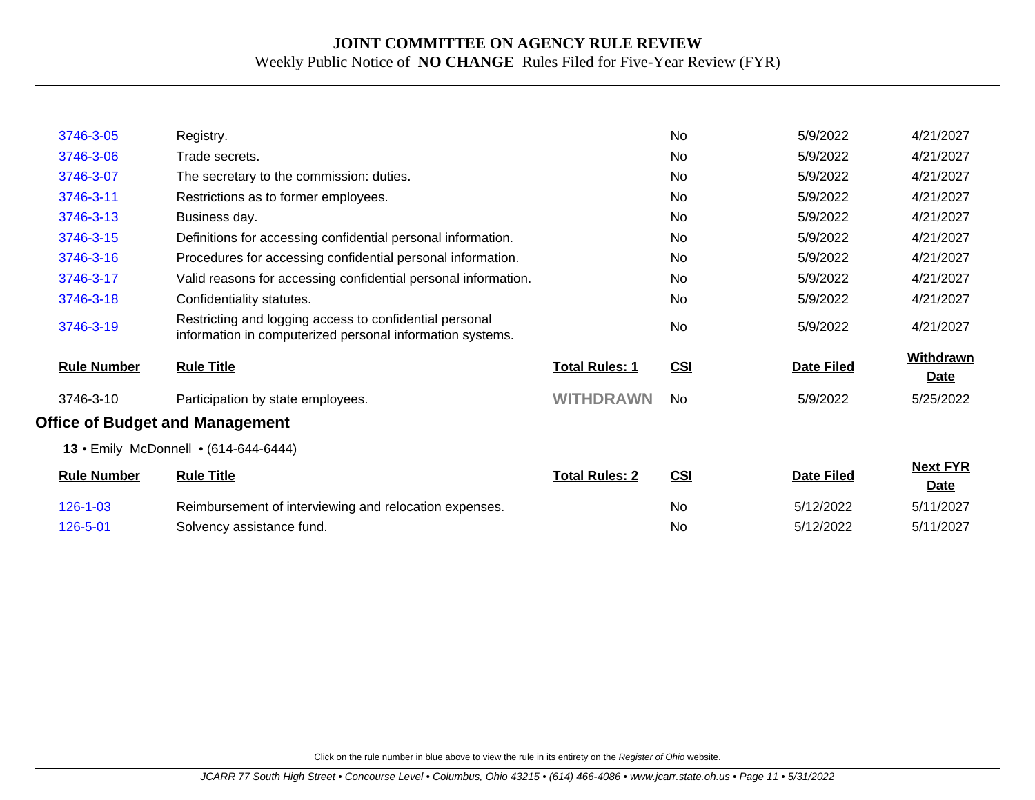# JOINT COMMITTEE ON AGENCY RULE REVIEW

Weekly Public Notice of **NO CHANGE** Rules Filed for Five-Year Review (FYR)

| | | | | | |
|---|---|---|---|---|---|
| 3746-3-05 | Registry. | | No | 5/9/2022 | 4/21/2027 |
| 3746-3-06 | Trade secrets. | | No | 5/9/2022 | 4/21/2027 |
| 3746-3-07 | The secretary to the commission: duties. | | No | 5/9/2022 | 4/21/2027 |
| 3746-3-11 | Restrictions as to former employees. | | No | 5/9/2022 | 4/21/2027 |
| 3746-3-13 | Business day. | | No | 5/9/2022 | 4/21/2027 |
| 3746-3-15 | Definitions for accessing confidential personal information. | | No | 5/9/2022 | 4/21/2027 |
| 3746-3-16 | Procedures for accessing confidential personal information. | | No | 5/9/2022 | 4/21/2027 |
| 3746-3-17 | Valid reasons for accessing confidential personal information. | | No | 5/9/2022 | 4/21/2027 |
| 3746-3-18 | Confidentiality statutes. | | No | 5/9/2022 | 4/21/2027 |
| 3746-3-19 | Restricting and logging access to confidential personal information in computerized personal information systems. | | No | 5/9/2022 | 4/21/2027 |

| Rule Number | Rule Title | Total Rules: 1 | CSI | Date Filed | Withdrawn Date |
|---|---|---|---|---|---|
| 3746-3-10 | Participation by state employees. | WITHDRAWN | No | 5/9/2022 | 5/25/2022 |

## Office of Budget and Management

**13** • Emily McDonnell • (614-644-6444)

| Rule Number | Rule Title | Total Rules: 2 | CSI | Date Filed | Next FYR Date |
|---|---|---|---|---|---|
| 126-1-03 | Reimbursement of interviewing and relocation expenses. | | No | 5/12/2022 | 5/11/2027 |
| 126-5-01 | Solvency assistance fund. | | No | 5/12/2022 | 5/11/2027 |

Click on the rule number in blue above to view the rule in its entirety on the *Register of Ohio* website.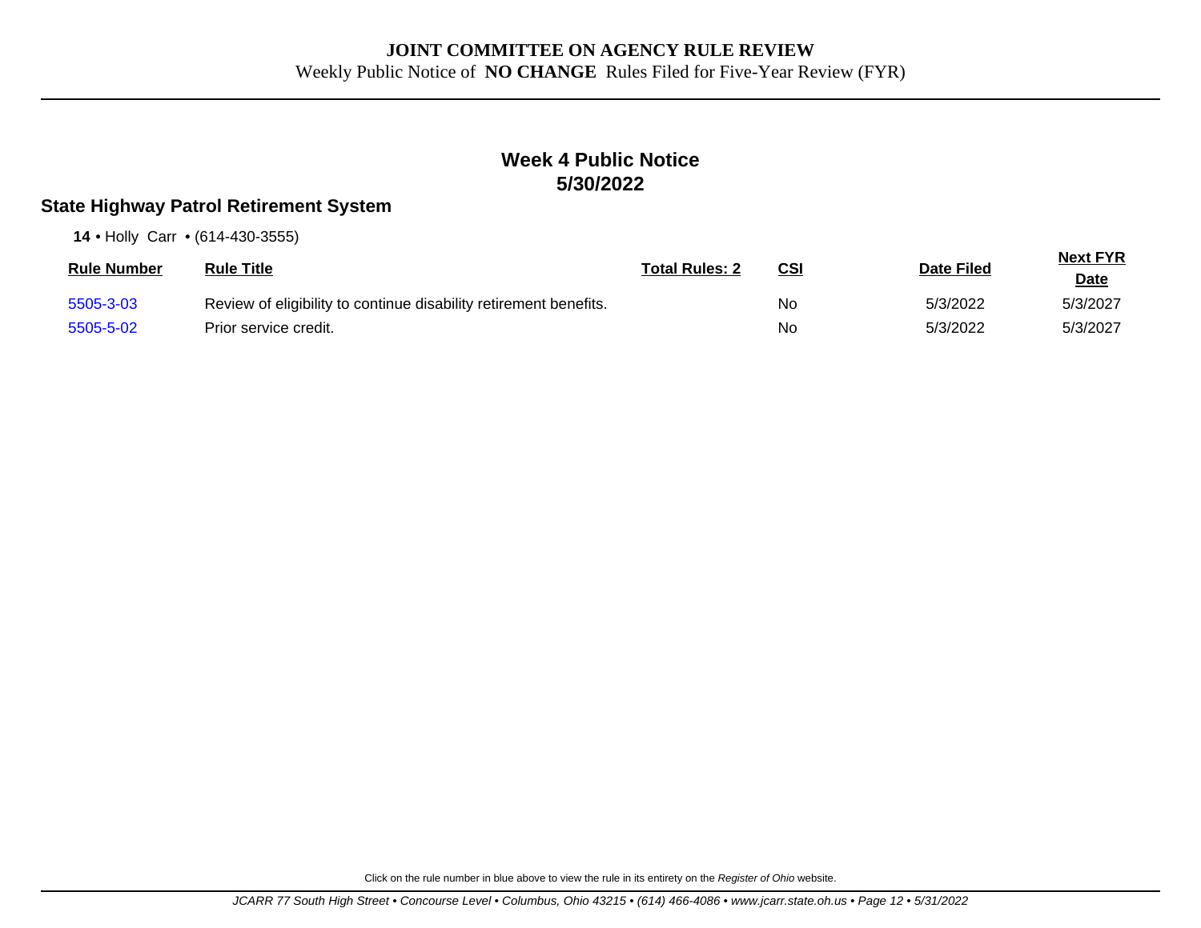**JOINT COMMITTEE ON AGENCY RULE REVIEW**

Weekly Public Notice of **NO CHANGE** Rules Filed for Five-Year Review (FYR)

## Week 4 Public Notice
## 5/30/2022

### State Highway Patrol Retirement System

**14** • Holly Carr • (614-430-3555)

| Rule Number | Rule Title | Total Rules: 2 | CSI | Date Filed | Next FYR Date |
|---|---|---|---|---|---|
| 5505-3-03 | Review of eligibility to continue disability retirement benefits. | | No | 5/3/2022 | 5/3/2027 |
| 5505-5-02 | Prior service credit. | | No | 5/3/2022 | 5/3/2027 |

Click on the rule number in blue above to view the rule in its entirety on the *Register of Ohio* website.

*JCARR 77 South High Street • Concourse Level • Columbus, Ohio 43215 • (614) 466-4086 • www.jcarr.state.oh.us • Page 12 • 5/31/2022*